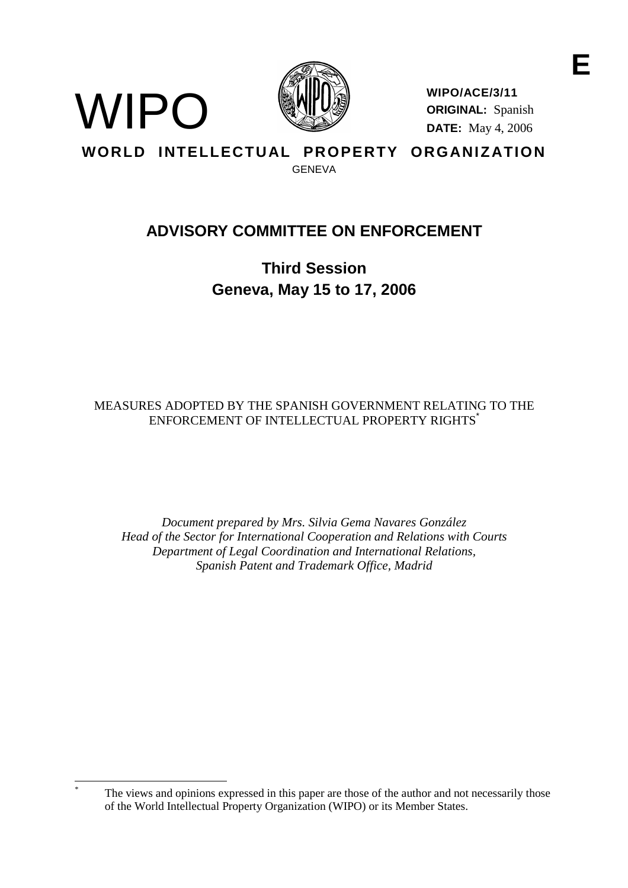E

WIPO

**WIPO/ACE/3/11**
**ORIGINAL:** Spanish
**DATE:** May 4, 2006

**WORLD INTELLECTUAL PROPERTY ORGANIZATION**
GENEVA

# ADVISORY COMMITTEE ON ENFORCEMENT

## Third Session
## Geneva, May 15 to 17, 2006

MEASURES ADOPTED BY THE SPANISH GOVERNMENT RELATING TO THE ENFORCEMENT OF INTELLECTUAL PROPERTY RIGHTS*

*Document prepared by Mrs. Silvia Gema Navares González*
*Head of the Sector for International Cooperation and Relations with Courts*
*Department of Legal Coordination and International Relations,*
*Spanish Patent and Trademark Office, Madrid*

---

\* The views and opinions expressed in this paper are those of the author and not necessarily those of the World Intellectual Property Organization (WIPO) or its Member States.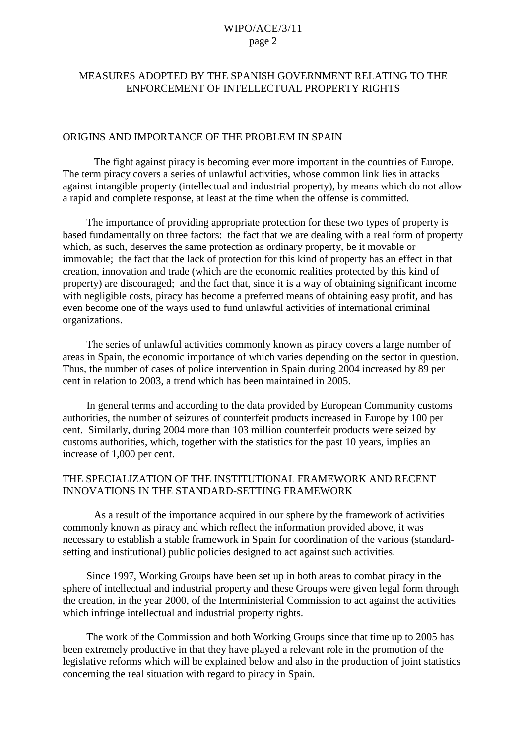# MEASURES ADOPTED BY THE SPANISH GOVERNMENT RELATING TO THE ENFORCEMENT OF INTELLECTUAL PROPERTY RIGHTS

## ORIGINS AND IMPORTANCE OF THE PROBLEM IN SPAIN

The fight against piracy is becoming ever more important in the countries of Europe. The term piracy covers a series of unlawful activities, whose common link lies in attacks against intangible property (intellectual and industrial property), by means which do not allow a rapid and complete response, at least at the time when the offense is committed.

The importance of providing appropriate protection for these two types of property is based fundamentally on three factors: the fact that we are dealing with a real form of property which, as such, deserves the same protection as ordinary property, be it movable or immovable; the fact that the lack of protection for this kind of property has an effect in that creation, innovation and trade (which are the economic realities protected by this kind of property) are discouraged; and the fact that, since it is a way of obtaining significant income with negligible costs, piracy has become a preferred means of obtaining easy profit, and has even become one of the ways used to fund unlawful activities of international criminal organizations.

The series of unlawful activities commonly known as piracy covers a large number of areas in Spain, the economic importance of which varies depending on the sector in question. Thus, the number of cases of police intervention in Spain during 2004 increased by 89 per cent in relation to 2003, a trend which has been maintained in 2005.

In general terms and according to the data provided by European Community customs authorities, the number of seizures of counterfeit products increased in Europe by 100 per cent. Similarly, during 2004 more than 103 million counterfeit products were seized by customs authorities, which, together with the statistics for the past 10 years, implies an increase of 1,000 per cent.

## THE SPECIALIZATION OF THE INSTITUTIONAL FRAMEWORK AND RECENT INNOVATIONS IN THE STANDARD-SETTING FRAMEWORK

As a result of the importance acquired in our sphere by the framework of activities commonly known as piracy and which reflect the information provided above, it was necessary to establish a stable framework in Spain for coordination of the various (standard-setting and institutional) public policies designed to act against such activities.

Since 1997, Working Groups have been set up in both areas to combat piracy in the sphere of intellectual and industrial property and these Groups were given legal form through the creation, in the year 2000, of the Interministerial Commission to act against the activities which infringe intellectual and industrial property rights.

The work of the Commission and both Working Groups since that time up to 2005 has been extremely productive in that they have played a relevant role in the promotion of the legislative reforms which will be explained below and also in the production of joint statistics concerning the real situation with regard to piracy in Spain.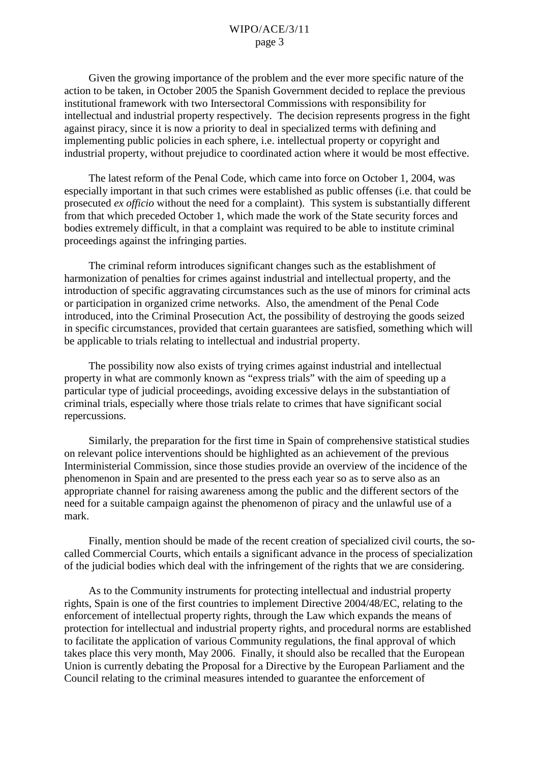Given the growing importance of the problem and the ever more specific nature of the action to be taken, in October 2005 the Spanish Government decided to replace the previous institutional framework with two Intersectoral Commissions with responsibility for intellectual and industrial property respectively. The decision represents progress in the fight against piracy, since it is now a priority to deal in specialized terms with defining and implementing public policies in each sphere, i.e. intellectual property or copyright and industrial property, without prejudice to coordinated action where it would be most effective.

The latest reform of the Penal Code, which came into force on October 1, 2004, was especially important in that such crimes were established as public offenses (i.e. that could be prosecuted *ex officio* without the need for a complaint). This system is substantially different from that which preceded October 1, which made the work of the State security forces and bodies extremely difficult, in that a complaint was required to be able to institute criminal proceedings against the infringing parties.

The criminal reform introduces significant changes such as the establishment of harmonization of penalties for crimes against industrial and intellectual property, and the introduction of specific aggravating circumstances such as the use of minors for criminal acts or participation in organized crime networks. Also, the amendment of the Penal Code introduced, into the Criminal Prosecution Act, the possibility of destroying the goods seized in specific circumstances, provided that certain guarantees are satisfied, something which will be applicable to trials relating to intellectual and industrial property.

The possibility now also exists of trying crimes against industrial and intellectual property in what are commonly known as "express trials" with the aim of speeding up a particular type of judicial proceedings, avoiding excessive delays in the substantiation of criminal trials, especially where those trials relate to crimes that have significant social repercussions.

Similarly, the preparation for the first time in Spain of comprehensive statistical studies on relevant police interventions should be highlighted as an achievement of the previous Interministerial Commission, since those studies provide an overview of the incidence of the phenomenon in Spain and are presented to the press each year so as to serve also as an appropriate channel for raising awareness among the public and the different sectors of the need for a suitable campaign against the phenomenon of piracy and the unlawful use of a mark.

Finally, mention should be made of the recent creation of specialized civil courts, the so-called Commercial Courts, which entails a significant advance in the process of specialization of the judicial bodies which deal with the infringement of the rights that we are considering.

As to the Community instruments for protecting intellectual and industrial property rights, Spain is one of the first countries to implement Directive 2004/48/EC, relating to the enforcement of intellectual property rights, through the Law which expands the means of protection for intellectual and industrial property rights, and procedural norms are established to facilitate the application of various Community regulations, the final approval of which takes place this very month, May 2006. Finally, it should also be recalled that the European Union is currently debating the Proposal for a Directive by the European Parliament and the Council relating to the criminal measures intended to guarantee the enforcement of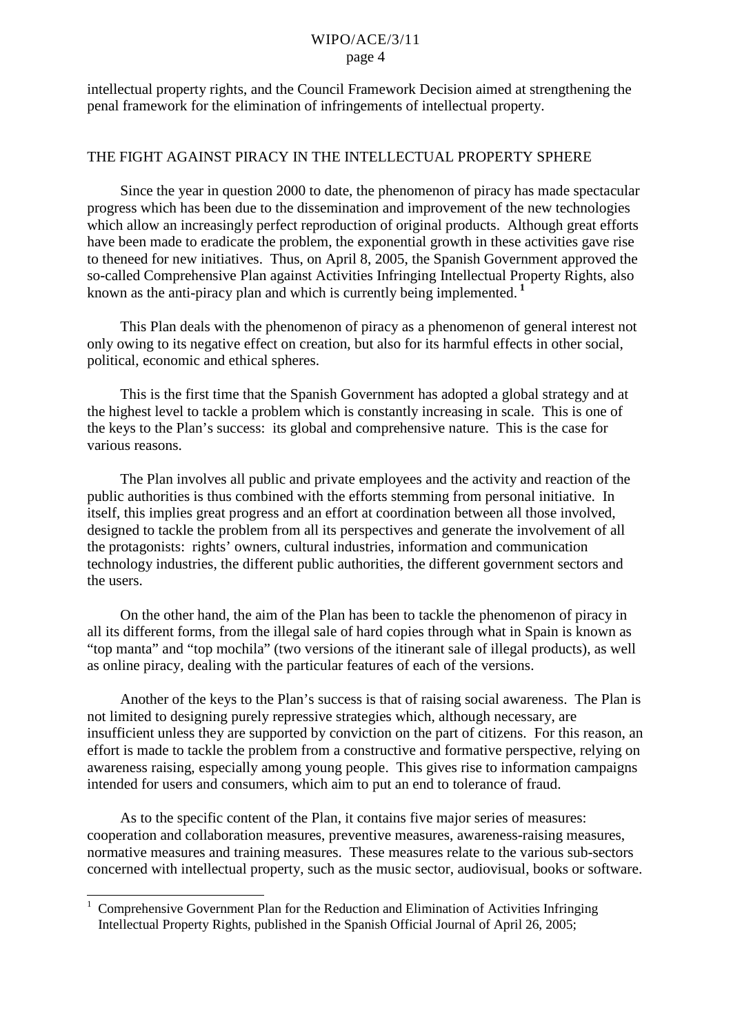intellectual property rights, and the Council Framework Decision aimed at strengthening the penal framework for the elimination of infringements of intellectual property.

## THE FIGHT AGAINST PIRACY IN THE INTELLECTUAL PROPERTY SPHERE

Since the year in question 2000 to date, the phenomenon of piracy has made spectacular progress which has been due to the dissemination and improvement of the new technologies which allow an increasingly perfect reproduction of original products. Although great efforts have been made to eradicate the problem, the exponential growth in these activities gave rise to theneed for new initiatives. Thus, on April 8, 2005, the Spanish Government approved the so-called Comprehensive Plan against Activities Infringing Intellectual Property Rights, also known as the anti-piracy plan and which is currently being implemented.[1]

This Plan deals with the phenomenon of piracy as a phenomenon of general interest not only owing to its negative effect on creation, but also for its harmful effects in other social, political, economic and ethical spheres.

This is the first time that the Spanish Government has adopted a global strategy and at the highest level to tackle a problem which is constantly increasing in scale. This is one of the keys to the Plan's success: its global and comprehensive nature. This is the case for various reasons.

The Plan involves all public and private employees and the activity and reaction of the public authorities is thus combined with the efforts stemming from personal initiative. In itself, this implies great progress and an effort at coordination between all those involved, designed to tackle the problem from all its perspectives and generate the involvement of all the protagonists: rights' owners, cultural industries, information and communication technology industries, the different public authorities, the different government sectors and the users.

On the other hand, the aim of the Plan has been to tackle the phenomenon of piracy in all its different forms, from the illegal sale of hard copies through what in Spain is known as "top manta" and "top mochila" (two versions of the itinerant sale of illegal products), as well as online piracy, dealing with the particular features of each of the versions.

Another of the keys to the Plan's success is that of raising social awareness. The Plan is not limited to designing purely repressive strategies which, although necessary, are insufficient unless they are supported by conviction on the part of citizens. For this reason, an effort is made to tackle the problem from a constructive and formative perspective, relying on awareness raising, especially among young people. This gives rise to information campaigns intended for users and consumers, which aim to put an end to tolerance of fraud.

As to the specific content of the Plan, it contains five major series of measures: cooperation and collaboration measures, preventive measures, awareness-raising measures, normative measures and training measures. These measures relate to the various sub-sectors concerned with intellectual property, such as the music sector, audiovisual, books or software.

---

[1] Comprehensive Government Plan for the Reduction and Elimination of Activities Infringing Intellectual Property Rights, published in the Spanish Official Journal of April 26, 2005;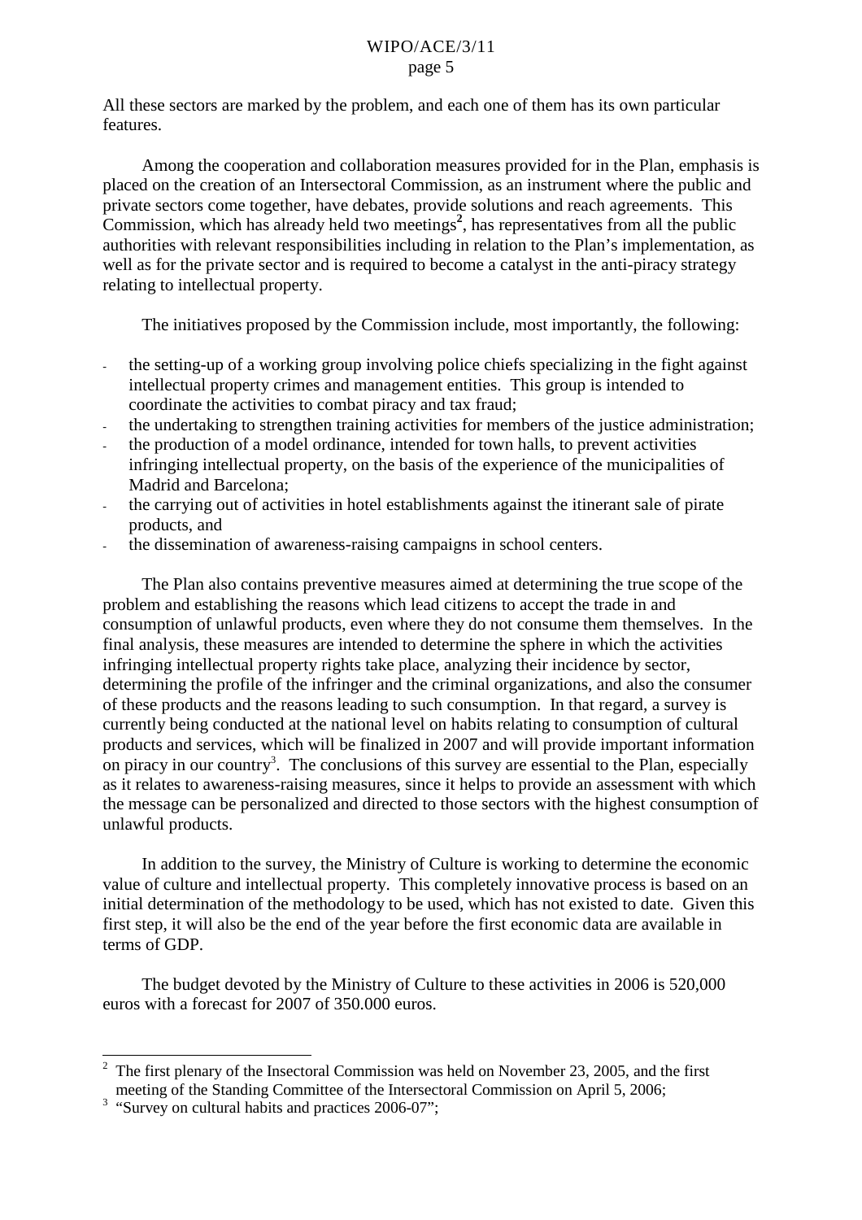All these sectors are marked by the problem, and each one of them has its own particular features.

Among the cooperation and collaboration measures provided for in the Plan, emphasis is placed on the creation of an Intersectoral Commission, as an instrument where the public and private sectors come together, have debates, provide solutions and reach agreements. This Commission, which has already held two meetings[2], has representatives from all the public authorities with relevant responsibilities including in relation to the Plan's implementation, as well as for the private sector and is required to become a catalyst in the anti-piracy strategy relating to intellectual property.

The initiatives proposed by the Commission include, most importantly, the following:

- the setting-up of a working group involving police chiefs specializing in the fight against intellectual property crimes and management entities. This group is intended to coordinate the activities to combat piracy and tax fraud;
- the undertaking to strengthen training activities for members of the justice administration;
- the production of a model ordinance, intended for town halls, to prevent activities infringing intellectual property, on the basis of the experience of the municipalities of Madrid and Barcelona;
- the carrying out of activities in hotel establishments against the itinerant sale of pirate products, and
- the dissemination of awareness-raising campaigns in school centers.

The Plan also contains preventive measures aimed at determining the true scope of the problem and establishing the reasons which lead citizens to accept the trade in and consumption of unlawful products, even where they do not consume them themselves. In the final analysis, these measures are intended to determine the sphere in which the activities infringing intellectual property rights take place, analyzing their incidence by sector, determining the profile of the infringer and the criminal organizations, and also the consumer of these products and the reasons leading to such consumption. In that regard, a survey is currently being conducted at the national level on habits relating to consumption of cultural products and services, which will be finalized in 2007 and will provide important information on piracy in our country[3]. The conclusions of this survey are essential to the Plan, especially as it relates to awareness-raising measures, since it helps to provide an assessment with which the message can be personalized and directed to those sectors with the highest consumption of unlawful products.

In addition to the survey, the Ministry of Culture is working to determine the economic value of culture and intellectual property. This completely innovative process is based on an initial determination of the methodology to be used, which has not existed to date. Given this first step, it will also be the end of the year before the first economic data are available in terms of GDP.

The budget devoted by the Ministry of Culture to these activities in 2006 is 520,000 euros with a forecast for 2007 of 350.000 euros.

---

[2] The first plenary of the Insectoral Commission was held on November 23, 2005, and the first meeting of the Standing Committee of the Intersectoral Commission on April 5, 2006;

[3] "Survey on cultural habits and practices 2006-07";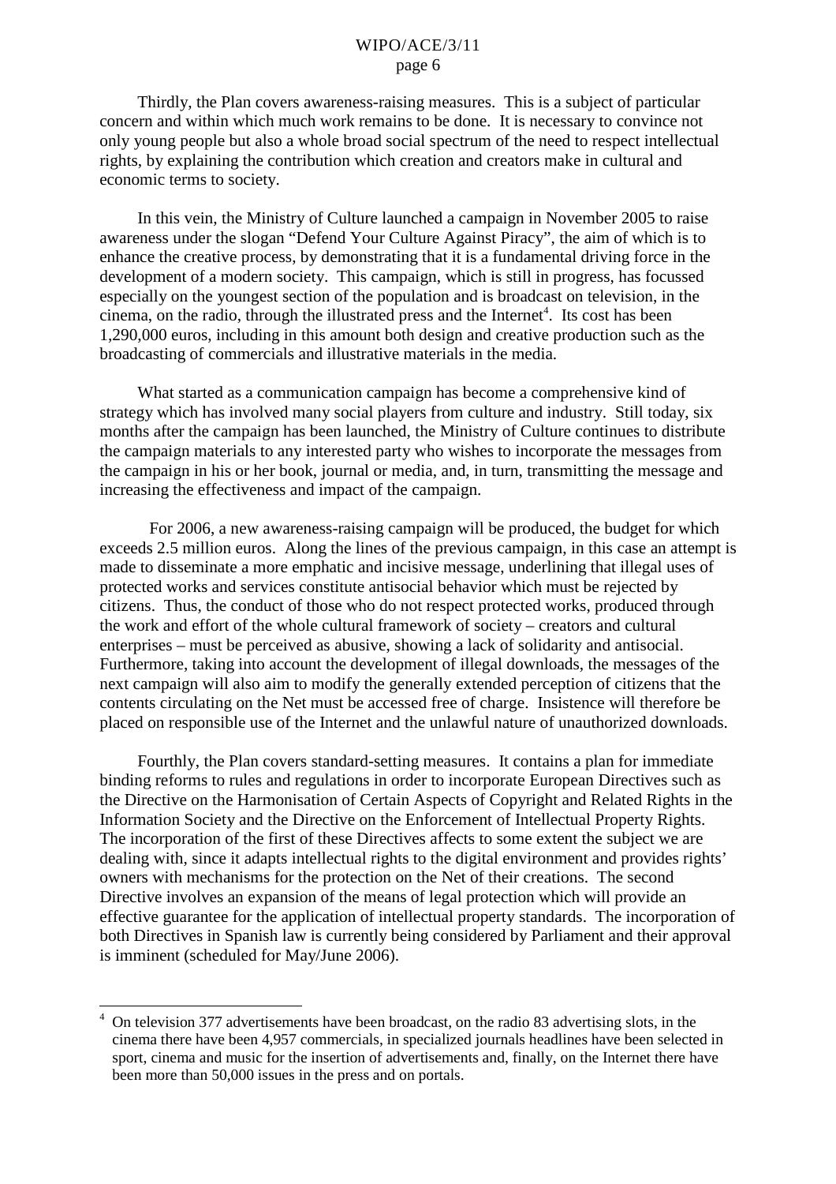Thirdly, the Plan covers awareness-raising measures. This is a subject of particular concern and within which much work remains to be done. It is necessary to convince not only young people but also a whole broad social spectrum of the need to respect intellectual rights, by explaining the contribution which creation and creators make in cultural and economic terms to society.

In this vein, the Ministry of Culture launched a campaign in November 2005 to raise awareness under the slogan "Defend Your Culture Against Piracy", the aim of which is to enhance the creative process, by demonstrating that it is a fundamental driving force in the development of a modern society. This campaign, which is still in progress, has focussed especially on the youngest section of the population and is broadcast on television, in the cinema, on the radio, through the illustrated press and the Internet[4]. Its cost has been 1,290,000 euros, including in this amount both design and creative production such as the broadcasting of commercials and illustrative materials in the media.

What started as a communication campaign has become a comprehensive kind of strategy which has involved many social players from culture and industry. Still today, six months after the campaign has been launched, the Ministry of Culture continues to distribute the campaign materials to any interested party who wishes to incorporate the messages from the campaign in his or her book, journal or media, and, in turn, transmitting the message and increasing the effectiveness and impact of the campaign.

For 2006, a new awareness-raising campaign will be produced, the budget for which exceeds 2.5 million euros. Along the lines of the previous campaign, in this case an attempt is made to disseminate a more emphatic and incisive message, underlining that illegal uses of protected works and services constitute antisocial behavior which must be rejected by citizens. Thus, the conduct of those who do not respect protected works, produced through the work and effort of the whole cultural framework of society – creators and cultural enterprises – must be perceived as abusive, showing a lack of solidarity and antisocial. Furthermore, taking into account the development of illegal downloads, the messages of the next campaign will also aim to modify the generally extended perception of citizens that the contents circulating on the Net must be accessed free of charge. Insistence will therefore be placed on responsible use of the Internet and the unlawful nature of unauthorized downloads.

Fourthly, the Plan covers standard-setting measures. It contains a plan for immediate binding reforms to rules and regulations in order to incorporate European Directives such as the Directive on the Harmonisation of Certain Aspects of Copyright and Related Rights in the Information Society and the Directive on the Enforcement of Intellectual Property Rights. The incorporation of the first of these Directives affects to some extent the subject we are dealing with, since it adapts intellectual rights to the digital environment and provides rights' owners with mechanisms for the protection on the Net of their creations. The second Directive involves an expansion of the means of legal protection which will provide an effective guarantee for the application of intellectual property standards. The incorporation of both Directives in Spanish law is currently being considered by Parliament and their approval is imminent (scheduled for May/June 2006).

---

[4] On television 377 advertisements have been broadcast, on the radio 83 advertising slots, in the cinema there have been 4,957 commercials, in specialized journals headlines have been selected in sport, cinema and music for the insertion of advertisements and, finally, on the Internet there have been more than 50,000 issues in the press and on portals.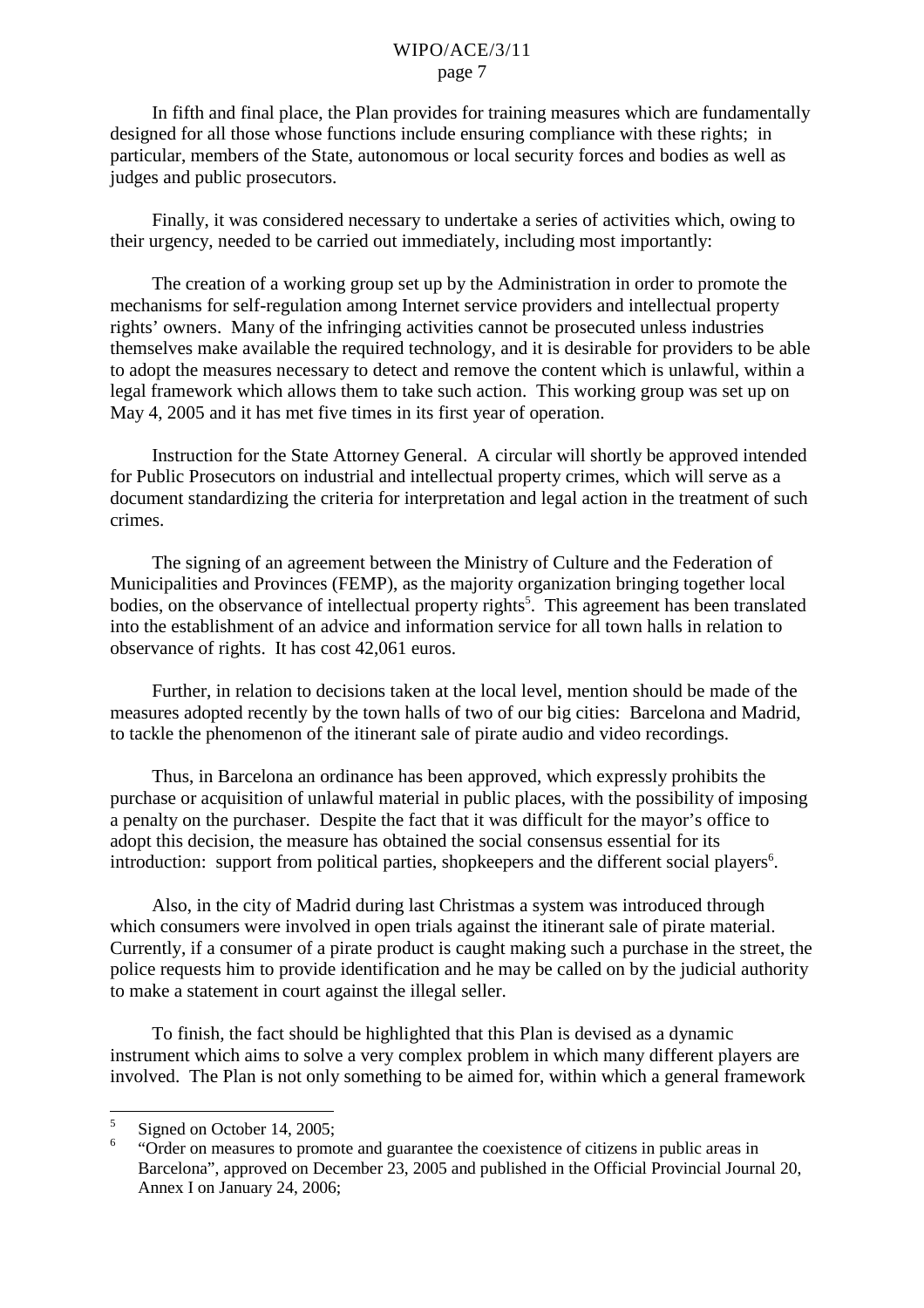In fifth and final place, the Plan provides for training measures which are fundamentally designed for all those whose functions include ensuring compliance with these rights; in particular, members of the State, autonomous or local security forces and bodies as well as judges and public prosecutors.

Finally, it was considered necessary to undertake a series of activities which, owing to their urgency, needed to be carried out immediately, including most importantly:

The creation of a working group set up by the Administration in order to promote the mechanisms for self-regulation among Internet service providers and intellectual property rights' owners. Many of the infringing activities cannot be prosecuted unless industries themselves make available the required technology, and it is desirable for providers to be able to adopt the measures necessary to detect and remove the content which is unlawful, within a legal framework which allows them to take such action. This working group was set up on May 4, 2005 and it has met five times in its first year of operation.

Instruction for the State Attorney General. A circular will shortly be approved intended for Public Prosecutors on industrial and intellectual property crimes, which will serve as a document standardizing the criteria for interpretation and legal action in the treatment of such crimes.

The signing of an agreement between the Ministry of Culture and the Federation of Municipalities and Provinces (FEMP), as the majority organization bringing together local bodies, on the observance of intellectual property rights[5]. This agreement has been translated into the establishment of an advice and information service for all town halls in relation to observance of rights. It has cost 42,061 euros.

Further, in relation to decisions taken at the local level, mention should be made of the measures adopted recently by the town halls of two of our big cities: Barcelona and Madrid, to tackle the phenomenon of the itinerant sale of pirate audio and video recordings.

Thus, in Barcelona an ordinance has been approved, which expressly prohibits the purchase or acquisition of unlawful material in public places, with the possibility of imposing a penalty on the purchaser. Despite the fact that it was difficult for the mayor's office to adopt this decision, the measure has obtained the social consensus essential for its introduction: support from political parties, shopkeepers and the different social players[6].

Also, in the city of Madrid during last Christmas a system was introduced through which consumers were involved in open trials against the itinerant sale of pirate material. Currently, if a consumer of a pirate product is caught making such a purchase in the street, the police requests him to provide identification and he may be called on by the judicial authority to make a statement in court against the illegal seller.

To finish, the fact should be highlighted that this Plan is devised as a dynamic instrument which aims to solve a very complex problem in which many different players are involved. The Plan is not only something to be aimed for, within which a general framework

---

[5] Signed on October 14, 2005;

[6] "Order on measures to promote and guarantee the coexistence of citizens in public areas in Barcelona", approved on December 23, 2005 and published in the Official Provincial Journal 20, Annex I on January 24, 2006;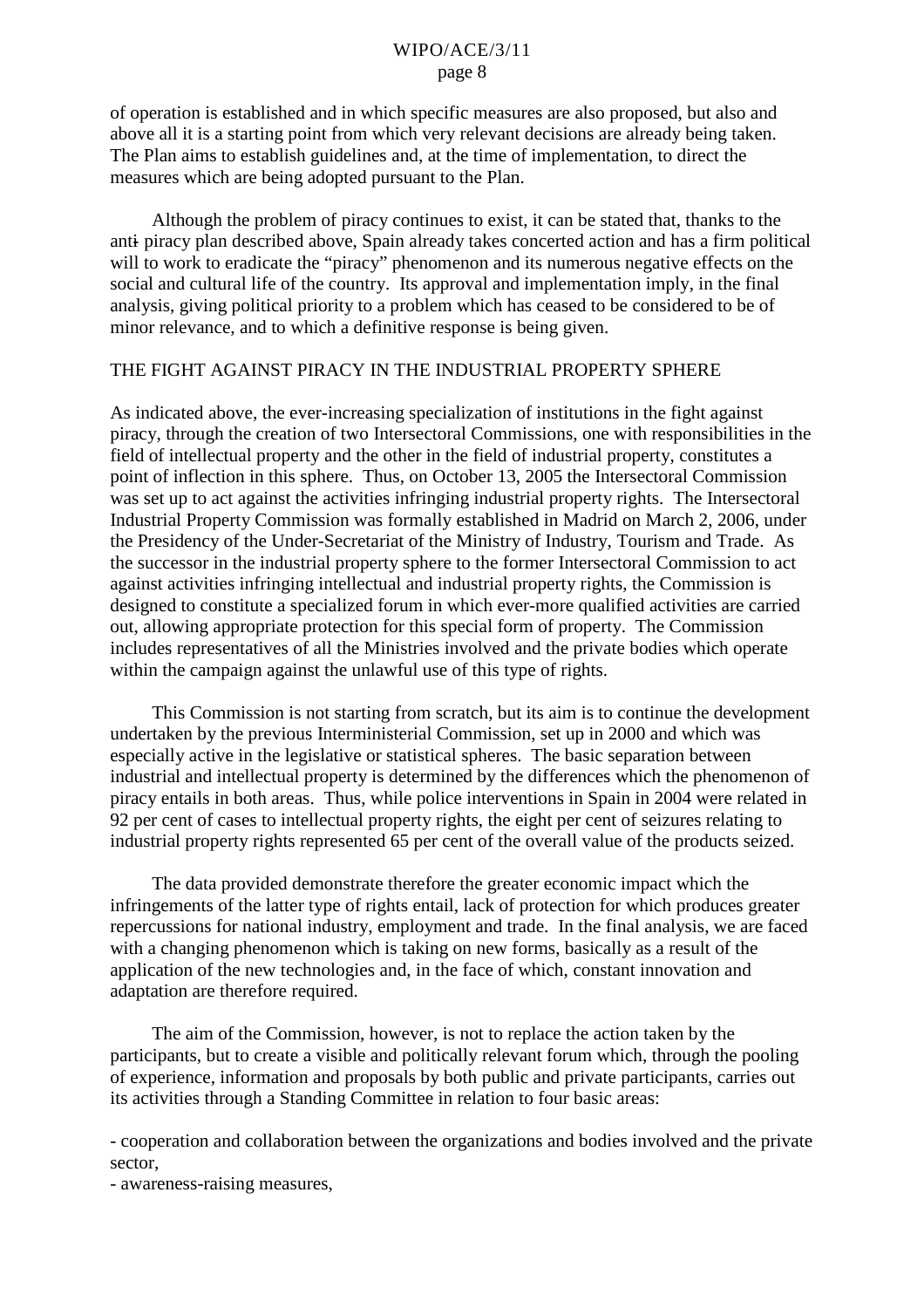of operation is established and in which specific measures are also proposed, but also and above all it is a starting point from which very relevant decisions are already being taken. The Plan aims to establish guidelines and, at the time of implementation, to direct the measures which are being adopted pursuant to the Plan.

Although the problem of piracy continues to exist, it can be stated that, thanks to the anti piracy plan described above, Spain already takes concerted action and has a firm political will to work to eradicate the "piracy" phenomenon and its numerous negative effects on the social and cultural life of the country. Its approval and implementation imply, in the final analysis, giving political priority to a problem which has ceased to be considered to be of minor relevance, and to which a definitive response is being given.

## THE FIGHT AGAINST PIRACY IN THE INDUSTRIAL PROPERTY SPHERE

As indicated above, the ever-increasing specialization of institutions in the fight against piracy, through the creation of two Intersectoral Commissions, one with responsibilities in the field of intellectual property and the other in the field of industrial property, constitutes a point of inflection in this sphere. Thus, on October 13, 2005 the Intersectoral Commission was set up to act against the activities infringing industrial property rights. The Intersectoral Industrial Property Commission was formally established in Madrid on March 2, 2006, under the Presidency of the Under-Secretariat of the Ministry of Industry, Tourism and Trade. As the successor in the industrial property sphere to the former Intersectoral Commission to act against activities infringing intellectual and industrial property rights, the Commission is designed to constitute a specialized forum in which ever-more qualified activities are carried out, allowing appropriate protection for this special form of property. The Commission includes representatives of all the Ministries involved and the private bodies which operate within the campaign against the unlawful use of this type of rights.

This Commission is not starting from scratch, but its aim is to continue the development undertaken by the previous Interministerial Commission, set up in 2000 and which was especially active in the legislative or statistical spheres. The basic separation between industrial and intellectual property is determined by the differences which the phenomenon of piracy entails in both areas. Thus, while police interventions in Spain in 2004 were related in 92 per cent of cases to intellectual property rights, the eight per cent of seizures relating to industrial property rights represented 65 per cent of the overall value of the products seized.

The data provided demonstrate therefore the greater economic impact which the infringements of the latter type of rights entail, lack of protection for which produces greater repercussions for national industry, employment and trade. In the final analysis, we are faced with a changing phenomenon which is taking on new forms, basically as a result of the application of the new technologies and, in the face of which, constant innovation and adaptation are therefore required.

The aim of the Commission, however, is not to replace the action taken by the participants, but to create a visible and politically relevant forum which, through the pooling of experience, information and proposals by both public and private participants, carries out its activities through a Standing Committee in relation to four basic areas:

- cooperation and collaboration between the organizations and bodies involved and the private sector,
- awareness-raising measures,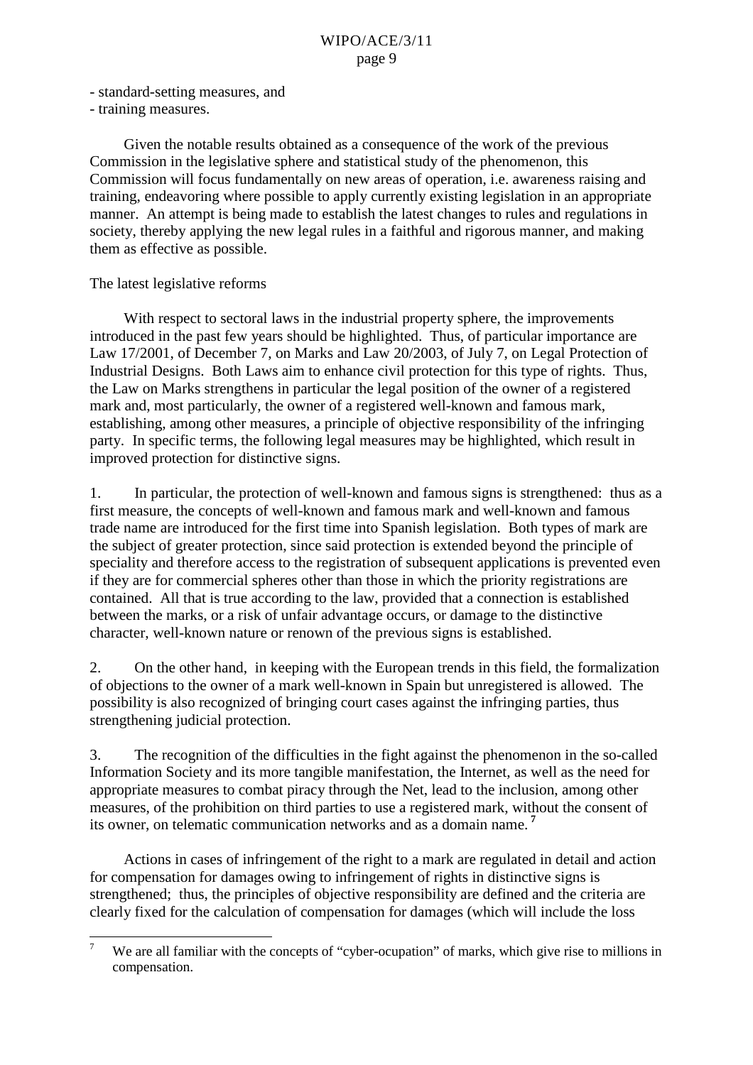- standard-setting measures, and
- training measures.

Given the notable results obtained as a consequence of the work of the previous Commission in the legislative sphere and statistical study of the phenomenon, this Commission will focus fundamentally on new areas of operation, i.e. awareness raising and training, endeavoring where possible to apply currently existing legislation in an appropriate manner. An attempt is being made to establish the latest changes to rules and regulations in society, thereby applying the new legal rules in a faithful and rigorous manner, and making them as effective as possible.

The latest legislative reforms

With respect to sectoral laws in the industrial property sphere, the improvements introduced in the past few years should be highlighted. Thus, of particular importance are Law 17/2001, of December 7, on Marks and Law 20/2003, of July 7, on Legal Protection of Industrial Designs. Both Laws aim to enhance civil protection for this type of rights. Thus, the Law on Marks strengthens in particular the legal position of the owner of a registered mark and, most particularly, the owner of a registered well-known and famous mark, establishing, among other measures, a principle of objective responsibility of the infringing party. In specific terms, the following legal measures may be highlighted, which result in improved protection for distinctive signs.

1. In particular, the protection of well-known and famous signs is strengthened: thus as a first measure, the concepts of well-known and famous mark and well-known and famous trade name are introduced for the first time into Spanish legislation. Both types of mark are the subject of greater protection, since said protection is extended beyond the principle of speciality and therefore access to the registration of subsequent applications is prevented even if they are for commercial spheres other than those in which the priority registrations are contained. All that is true according to the law, provided that a connection is established between the marks, or a risk of unfair advantage occurs, or damage to the distinctive character, well-known nature or renown of the previous signs is established.

2. On the other hand, in keeping with the European trends in this field, the formalization of objections to the owner of a mark well-known in Spain but unregistered is allowed. The possibility is also recognized of bringing court cases against the infringing parties, thus strengthening judicial protection.

3. The recognition of the difficulties in the fight against the phenomenon in the so-called Information Society and its more tangible manifestation, the Internet, as well as the need for appropriate measures to combat piracy through the Net, lead to the inclusion, among other measures, of the prohibition on third parties to use a registered mark, without the consent of its owner, on telematic communication networks and as a domain name.[7]

Actions in cases of infringement of the right to a mark are regulated in detail and action for compensation for damages owing to infringement of rights in distinctive signs is strengthened; thus, the principles of objective responsibility are defined and the criteria are clearly fixed for the calculation of compensation for damages (which will include the loss

[7] We are all familiar with the concepts of "cyber-ocupation" of marks, which give rise to millions in compensation.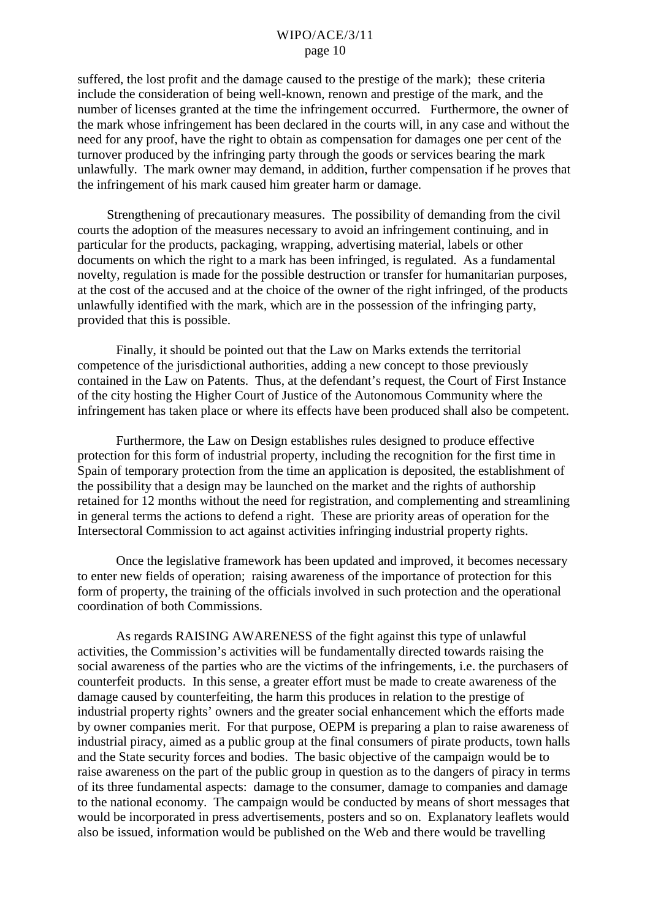suffered, the lost profit and the damage caused to the prestige of the mark); these criteria include the consideration of being well-known, renown and prestige of the mark, and the number of licenses granted at the time the infringement occurred. Furthermore, the owner of the mark whose infringement has been declared in the courts will, in any case and without the need for any proof, have the right to obtain as compensation for damages one per cent of the turnover produced by the infringing party through the goods or services bearing the mark unlawfully. The mark owner may demand, in addition, further compensation if he proves that the infringement of his mark caused him greater harm or damage.

Strengthening of precautionary measures. The possibility of demanding from the civil courts the adoption of the measures necessary to avoid an infringement continuing, and in particular for the products, packaging, wrapping, advertising material, labels or other documents on which the right to a mark has been infringed, is regulated. As a fundamental novelty, regulation is made for the possible destruction or transfer for humanitarian purposes, at the cost of the accused and at the choice of the owner of the right infringed, of the products unlawfully identified with the mark, which are in the possession of the infringing party, provided that this is possible.

Finally, it should be pointed out that the Law on Marks extends the territorial competence of the jurisdictional authorities, adding a new concept to those previously contained in the Law on Patents. Thus, at the defendant's request, the Court of First Instance of the city hosting the Higher Court of Justice of the Autonomous Community where the infringement has taken place or where its effects have been produced shall also be competent.

Furthermore, the Law on Design establishes rules designed to produce effective protection for this form of industrial property, including the recognition for the first time in Spain of temporary protection from the time an application is deposited, the establishment of the possibility that a design may be launched on the market and the rights of authorship retained for 12 months without the need for registration, and complementing and streamlining in general terms the actions to defend a right. These are priority areas of operation for the Intersectoral Commission to act against activities infringing industrial property rights.

Once the legislative framework has been updated and improved, it becomes necessary to enter new fields of operation; raising awareness of the importance of protection for this form of property, the training of the officials involved in such protection and the operational coordination of both Commissions.

As regards RAISING AWARENESS of the fight against this type of unlawful activities, the Commission's activities will be fundamentally directed towards raising the social awareness of the parties who are the victims of the infringements, i.e. the purchasers of counterfeit products. In this sense, a greater effort must be made to create awareness of the damage caused by counterfeiting, the harm this produces in relation to the prestige of industrial property rights' owners and the greater social enhancement which the efforts made by owner companies merit. For that purpose, OEPM is preparing a plan to raise awareness of industrial piracy, aimed as a public group at the final consumers of pirate products, town halls and the State security forces and bodies. The basic objective of the campaign would be to raise awareness on the part of the public group in question as to the dangers of piracy in terms of its three fundamental aspects: damage to the consumer, damage to companies and damage to the national economy. The campaign would be conducted by means of short messages that would be incorporated in press advertisements, posters and so on. Explanatory leaflets would also be issued, information would be published on the Web and there would be travelling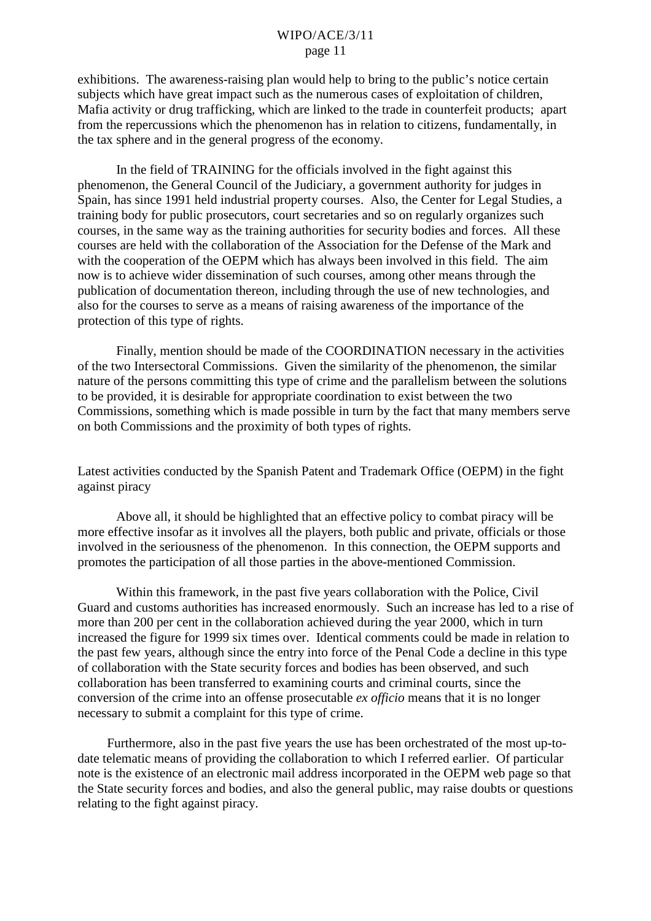exhibitions. The awareness-raising plan would help to bring to the public's notice certain subjects which have great impact such as the numerous cases of exploitation of children, Mafia activity or drug trafficking, which are linked to the trade in counterfeit products; apart from the repercussions which the phenomenon has in relation to citizens, fundamentally, in the tax sphere and in the general progress of the economy.

In the field of TRAINING for the officials involved in the fight against this phenomenon, the General Council of the Judiciary, a government authority for judges in Spain, has since 1991 held industrial property courses. Also, the Center for Legal Studies, a training body for public prosecutors, court secretaries and so on regularly organizes such courses, in the same way as the training authorities for security bodies and forces. All these courses are held with the collaboration of the Association for the Defense of the Mark and with the cooperation of the OEPM which has always been involved in this field. The aim now is to achieve wider dissemination of such courses, among other means through the publication of documentation thereon, including through the use of new technologies, and also for the courses to serve as a means of raising awareness of the importance of the protection of this type of rights.

Finally, mention should be made of the COORDINATION necessary in the activities of the two Intersectoral Commissions. Given the similarity of the phenomenon, the similar nature of the persons committing this type of crime and the parallelism between the solutions to be provided, it is desirable for appropriate coordination to exist between the two Commissions, something which is made possible in turn by the fact that many members serve on both Commissions and the proximity of both types of rights.

Latest activities conducted by the Spanish Patent and Trademark Office (OEPM) in the fight against piracy

Above all, it should be highlighted that an effective policy to combat piracy will be more effective insofar as it involves all the players, both public and private, officials or those involved in the seriousness of the phenomenon. In this connection, the OEPM supports and promotes the participation of all those parties in the above-mentioned Commission.

Within this framework, in the past five years collaboration with the Police, Civil Guard and customs authorities has increased enormously. Such an increase has led to a rise of more than 200 per cent in the collaboration achieved during the year 2000, which in turn increased the figure for 1999 six times over. Identical comments could be made in relation to the past few years, although since the entry into force of the Penal Code a decline in this type of collaboration with the State security forces and bodies has been observed, and such collaboration has been transferred to examining courts and criminal courts, since the conversion of the crime into an offense prosecutable *ex officio* means that it is no longer necessary to submit a complaint for this type of crime.

Furthermore, also in the past five years the use has been orchestrated of the most up-to-date telematic means of providing the collaboration to which I referred earlier. Of particular note is the existence of an electronic mail address incorporated in the OEPM web page so that the State security forces and bodies, and also the general public, may raise doubts or questions relating to the fight against piracy.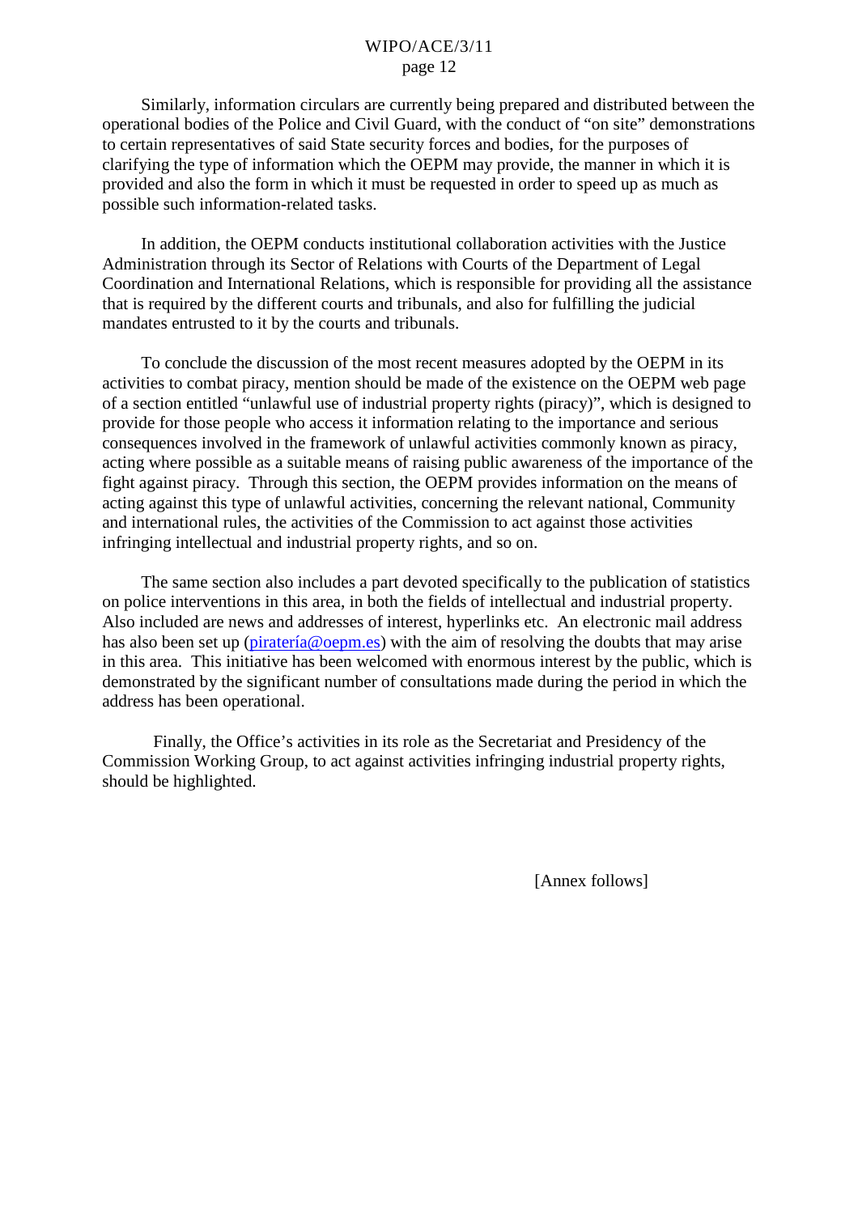Similarly, information circulars are currently being prepared and distributed between the operational bodies of the Police and Civil Guard, with the conduct of "on site" demonstrations to certain representatives of said State security forces and bodies, for the purposes of clarifying the type of information which the OEPM may provide, the manner in which it is provided and also the form in which it must be requested in order to speed up as much as possible such information-related tasks.

In addition, the OEPM conducts institutional collaboration activities with the Justice Administration through its Sector of Relations with Courts of the Department of Legal Coordination and International Relations, which is responsible for providing all the assistance that is required by the different courts and tribunals, and also for fulfilling the judicial mandates entrusted to it by the courts and tribunals.

To conclude the discussion of the most recent measures adopted by the OEPM in its activities to combat piracy, mention should be made of the existence on the OEPM web page of a section entitled "unlawful use of industrial property rights (piracy)", which is designed to provide for those people who access it information relating to the importance and serious consequences involved in the framework of unlawful activities commonly known as piracy, acting where possible as a suitable means of raising public awareness of the importance of the fight against piracy. Through this section, the OEPM provides information on the means of acting against this type of unlawful activities, concerning the relevant national, Community and international rules, the activities of the Commission to act against those activities infringing intellectual and industrial property rights, and so on.

The same section also includes a part devoted specifically to the publication of statistics on police interventions in this area, in both the fields of intellectual and industrial property. Also included are news and addresses of interest, hyperlinks etc. An electronic mail address has also been set up (piratería@oepm.es) with the aim of resolving the doubts that may arise in this area. This initiative has been welcomed with enormous interest by the public, which is demonstrated by the significant number of consultations made during the period in which the address has been operational.

Finally, the Office's activities in its role as the Secretariat and Presidency of the Commission Working Group, to act against activities infringing industrial property rights, should be highlighted.

[Annex follows]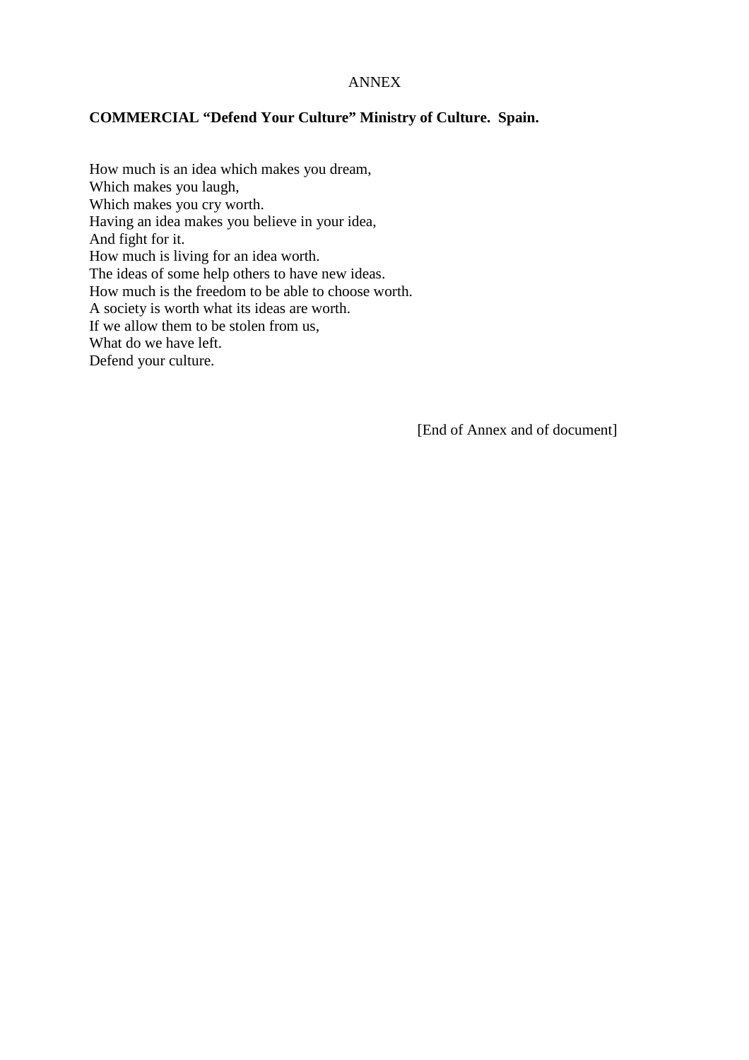ANNEX

**COMMERCIAL "Defend Your Culture" Ministry of Culture. Spain.**

How much is an idea which makes you dream,  
Which makes you laugh,  
Which makes you cry worth.  
Having an idea makes you believe in your idea,  
And fight for it.  
How much is living for an idea worth.  
The ideas of some help others to have new ideas.  
How much is the freedom to be able to choose worth.  
A society is worth what its ideas are worth.  
If we allow them to be stolen from us,  
What do we have left.  
Defend your culture.

[End of Annex and of document]